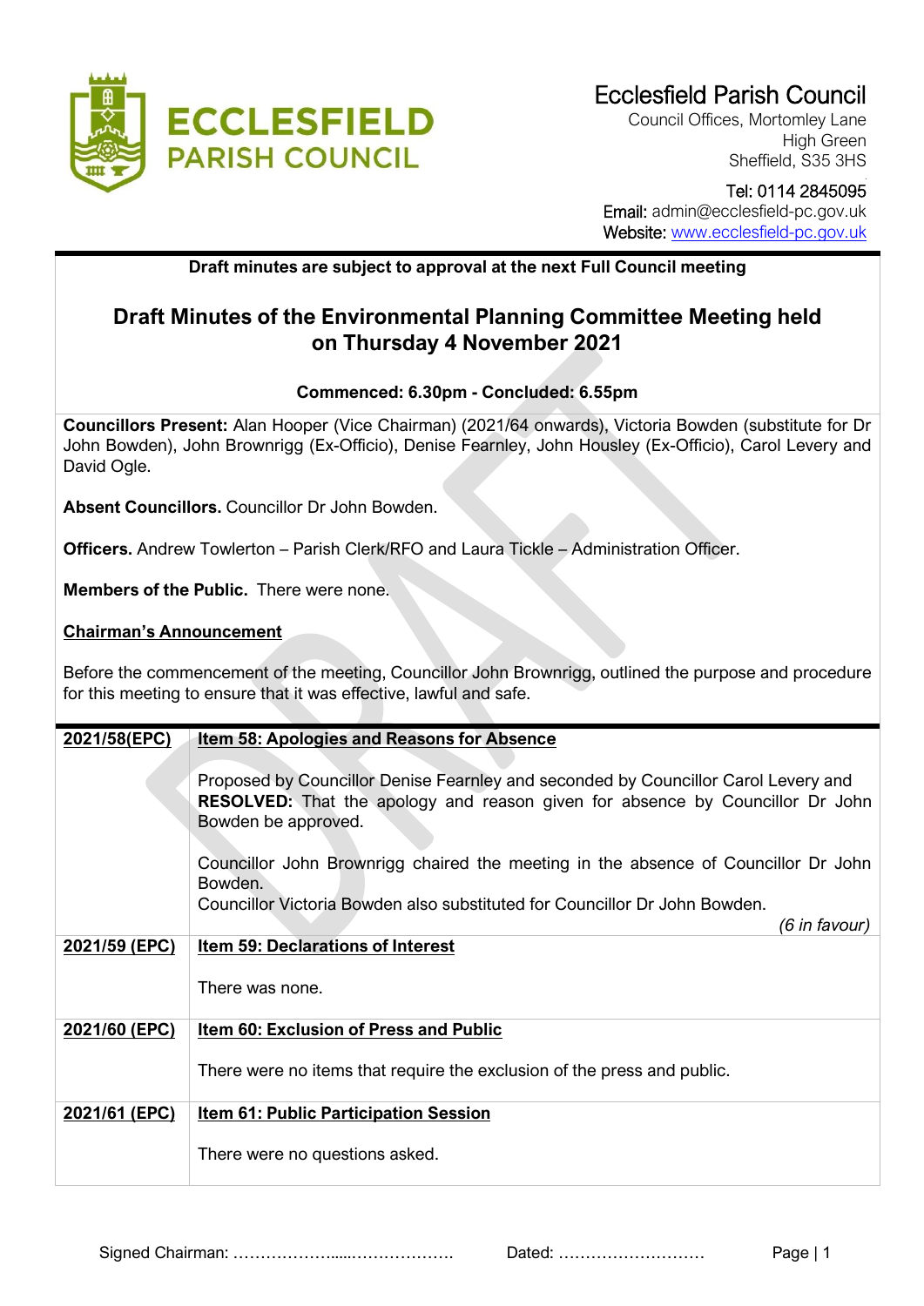# Ecclesfield Parish Council

Council Offices, Mortomley Lane
High Green
Sheffield, S35 3HS

Tel: 0114 2845095
Email: admin@ecclesfield-pc.gov.uk
Website: www.ecclesfield-pc.gov.uk

**Draft minutes are subject to approval at the next Full Council meeting**

## Draft Minutes of the Environmental Planning Committee Meeting held on Thursday 4 November 2021

**Commenced: 6.30pm - Concluded: 6.55pm**

**Councillors Present:** Alan Hooper (Vice Chairman) (2021/64 onwards), Victoria Bowden (substitute for Dr John Bowden), John Brownrigg (Ex-Officio), Denise Fearnley, John Housley (Ex-Officio), Carol Levery and David Ogle.

**Absent Councillors.** Councillor Dr John Bowden.

**Officers.** Andrew Towlerton – Parish Clerk/RFO and Laura Tickle – Administration Officer.

**Members of the Public.** There were none.

**Chairman's Announcement**

Before the commencement of the meeting, Councillor John Brownrigg, outlined the purpose and procedure for this meeting to ensure that it was effective, lawful and safe.

| | |
|---|---|
| **2021/58(EPC)** | **Item 58: Apologies and Reasons for Absence**<br><br>Proposed by Councillor Denise Fearnley and seconded by Councillor Carol Levery and **RESOLVED:** That the apology and reason given for absence by Councillor Dr John Bowden be approved.<br><br>Councillor John Brownrigg chaired the meeting in the absence of Councillor Dr John Bowden.<br>Councillor Victoria Bowden also substituted for Councillor Dr John Bowden.<br>*(6 in favour)* |
| **2021/59 (EPC)** | **Item 59: Declarations of Interest**<br><br>There was none. |
| **2021/60 (EPC)** | **Item 60: Exclusion of Press and Public**<br><br>There were no items that require the exclusion of the press and public. |
| **2021/61 (EPC)** | **Item 61: Public Participation Session**<br><br>There were no questions asked. |

Signed Chairman: ………………….....………………. Dated: ………………………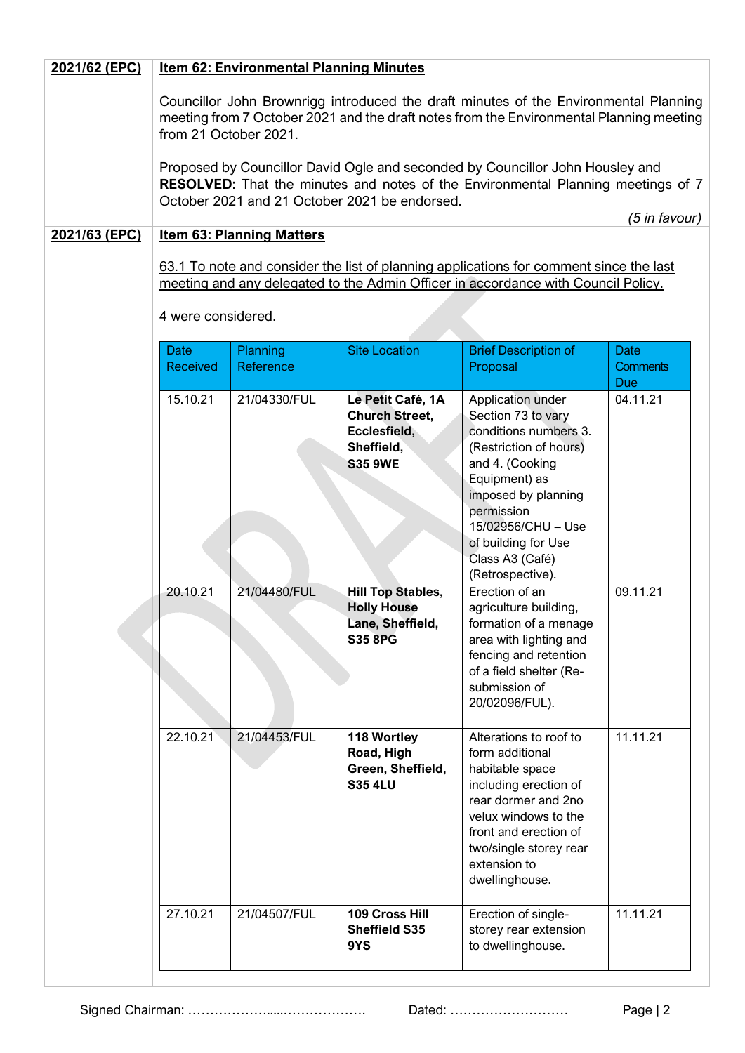**2021/62 (EPC)** **Item 62: Environmental Planning Minutes**

Councillor John Brownrigg introduced the draft minutes of the Environmental Planning meeting from 7 October 2021 and the draft notes from the Environmental Planning meeting from 21 October 2021.

Proposed by Councillor David Ogle and seconded by Councillor John Housley and **RESOLVED:** That the minutes and notes of the Environmental Planning meetings of 7 October 2021 and 21 October 2021 be endorsed.

*(5 in favour)*

**2021/63 (EPC)** **Item 63: Planning Matters**

63.1 To note and consider the list of planning applications for comment since the last meeting and any delegated to the Admin Officer in accordance with Council Policy.

4 were considered.

| Date Received | Planning Reference | Site Location | Brief Description of Proposal | Date Comments Due |
|---|---|---|---|---|
| 15.10.21 | 21/04330/FUL | **Le Petit Café, 1A Church Street, Ecclesfield, Sheffield, S35 9WE** | Application under Section 73 to vary conditions numbers 3. (Restriction of hours) and 4. (Cooking Equipment) as imposed by planning permission 15/02956/CHU – Use of building for Use Class A3 (Café) (Retrospective). | 04.11.21 |
| 20.10.21 | 21/04480/FUL | **Hill Top Stables, Holly House Lane, Sheffield, S35 8PG** | Erection of an agriculture building, formation of a menage area with lighting and fencing and retention of a field shelter (Re-submission of 20/02096/FUL). | 09.11.21 |
| 22.10.21 | 21/04453/FUL | **118 Wortley Road, High Green, Sheffield, S35 4LU** | Alterations to roof to form additional habitable space including erection of rear dormer and 2no velux windows to the front and erection of two/single storey rear extension to dwellinghouse. | 11.11.21 |
| 27.10.21 | 21/04507/FUL | **109 Cross Hill Sheffield S35 9YS** | Erection of single-storey rear extension to dwellinghouse. | 11.11.21 |

Signed Chairman: ………………......………………. Dated: ………………………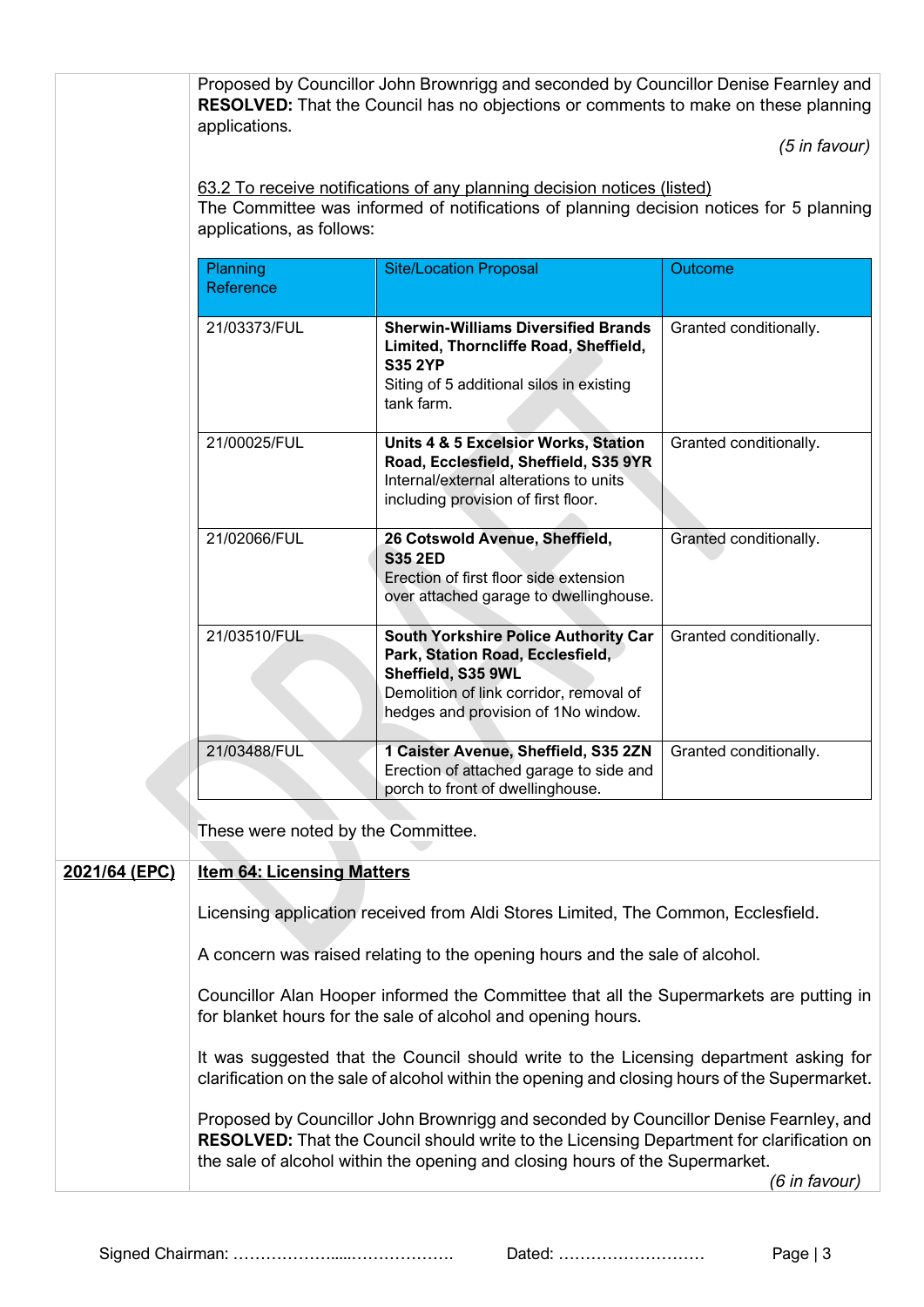Proposed by Councillor John Brownrigg and seconded by Councillor Denise Fearnley and **RESOLVED:** That the Council has no objections or comments to make on these planning applications.

*(5 in favour)*

<u>63.2 To receive notifications of any planning decision notices (listed)</u>

The Committee was informed of notifications of planning decision notices for 5 planning applications, as follows:

| Planning Reference | Site/Location Proposal | Outcome |
|---|---|---|
| 21/03373/FUL | **Sherwin-Williams Diversified Brands Limited, Thorncliffe Road, Sheffield, S35 2YP** Siting of 5 additional silos in existing tank farm. | Granted conditionally. |
| 21/00025/FUL | **Units 4 & 5 Excelsior Works, Station Road, Ecclesfield, Sheffield, S35 9YR** Internal/external alterations to units including provision of first floor. | Granted conditionally. |
| 21/02066/FUL | **26 Cotswold Avenue, Sheffield, S35 2ED** Erection of first floor side extension over attached garage to dwellinghouse. | Granted conditionally. |
| 21/03510/FUL | **South Yorkshire Police Authority Car Park, Station Road, Ecclesfield, Sheffield, S35 9WL** Demolition of link corridor, removal of hedges and provision of 1No window. | Granted conditionally. |
| 21/03488/FUL | **1 Caister Avenue, Sheffield, S35 2ZN** Erection of attached garage to side and porch to front of dwellinghouse. | Granted conditionally. |

These were noted by the Committee.

**<u>2021/64 (EPC)</u>**

**<u>Item 64: Licensing Matters</u>**

Licensing application received from Aldi Stores Limited, The Common, Ecclesfield.

A concern was raised relating to the opening hours and the sale of alcohol.

Councillor Alan Hooper informed the Committee that all the Supermarkets are putting in for blanket hours for the sale of alcohol and opening hours.

It was suggested that the Council should write to the Licensing department asking for clarification on the sale of alcohol within the opening and closing hours of the Supermarket.

Proposed by Councillor John Brownrigg and seconded by Councillor Denise Fearnley, and **RESOLVED:** That the Council should write to the Licensing Department for clarification on the sale of alcohol within the opening and closing hours of the Supermarket.

*(6 in favour)*

Signed Chairman: ……………….....………………. Dated: ………………………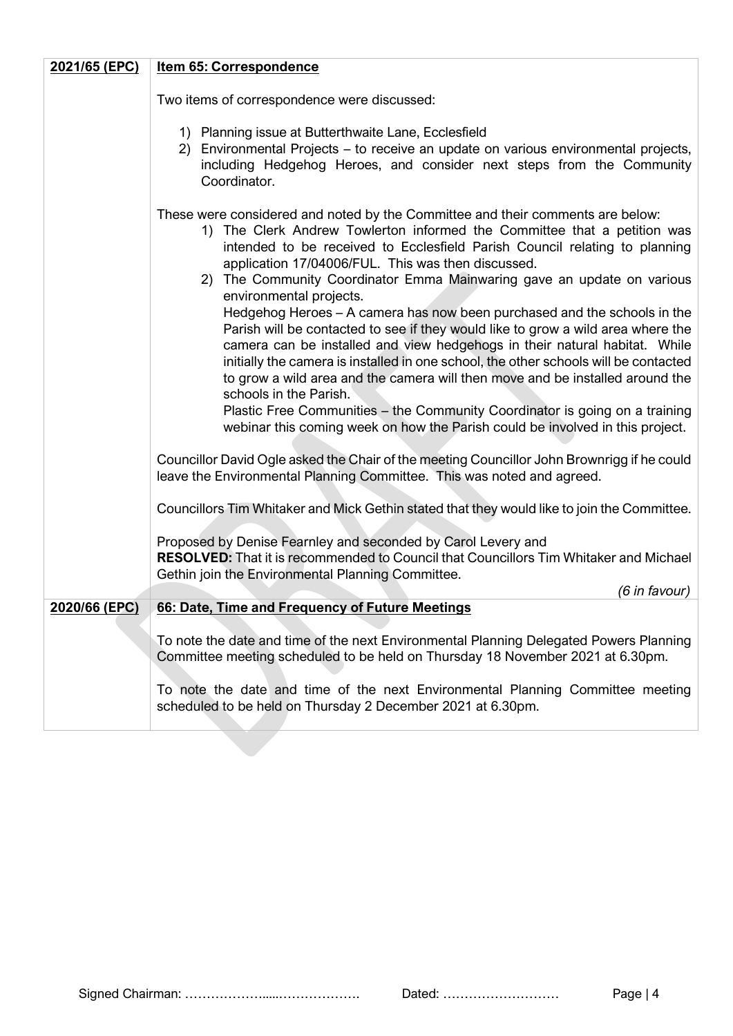| | |
|---|---|
| **2021/65 (EPC)** | **Item 65: Correspondence**<br><br>Two items of correspondence were discussed:<br><br>1) Planning issue at Butterthwaite Lane, Ecclesfield<br>2) Environmental Projects – to receive an update on various environmental projects, including Hedgehog Heroes, and consider next steps from the Community Coordinator.<br><br>These were considered and noted by the Committee and their comments are below:<br>1) The Clerk Andrew Towlerton informed the Committee that a petition was intended to be received to Ecclesfield Parish Council relating to planning application 17/04006/FUL. This was then discussed.<br>2) The Community Coordinator Emma Mainwaring gave an update on various environmental projects.<br>Hedgehog Heroes – A camera has now been purchased and the schools in the Parish will be contacted to see if they would like to grow a wild area where the camera can be installed and view hedgehogs in their natural habitat. While initially the camera is installed in one school, the other schools will be contacted to grow a wild area and the camera will then move and be installed around the schools in the Parish.<br>Plastic Free Communities – the Community Coordinator is going on a training webinar this coming week on how the Parish could be involved in this project.<br><br>Councillor David Ogle asked the Chair of the meeting Councillor John Brownrigg if he could leave the Environmental Planning Committee. This was noted and agreed.<br><br>Councillors Tim Whitaker and Mick Gethin stated that they would like to join the Committee.<br><br>Proposed by Denise Fearnley and seconded by Carol Levery and<br>**RESOLVED:** That it is recommended to Council that Councillors Tim Whitaker and Michael Gethin join the Environmental Planning Committee.<br>*(6 in favour)* |
| **2020/66 (EPC)** | **66: Date, Time and Frequency of Future Meetings**<br><br>To note the date and time of the next Environmental Planning Delegated Powers Planning Committee meeting scheduled to be held on Thursday 18 November 2021 at 6.30pm.<br><br>To note the date and time of the next Environmental Planning Committee meeting scheduled to be held on Thursday 2 December 2021 at 6.30pm. |

Signed Chairman: ………………....………………. Dated: ………………………